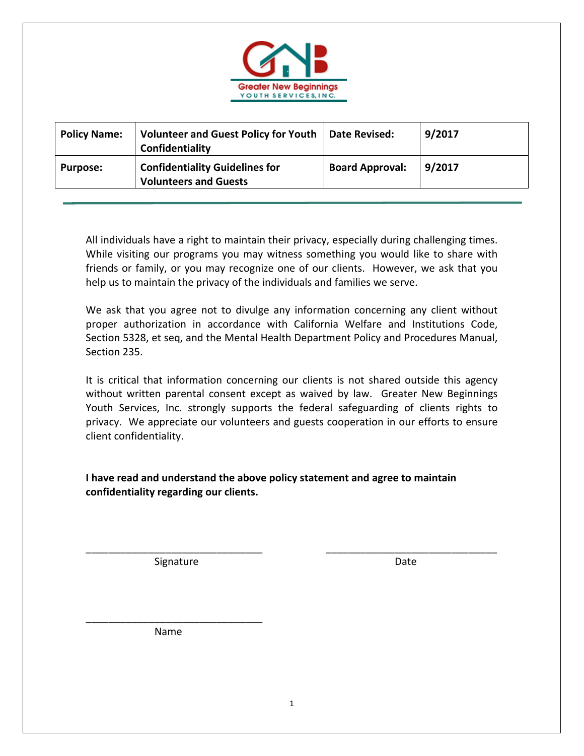Greater New Beginnings
YOUTH SERVICES, INC.

| **Policy Name:** | **Volunteer and Guest Policy for Youth Confidentiality** | **Date Revised:** | **9/2017** |
| --- | --- | --- | --- |
| **Purpose:** | **Confidentiality Guidelines for Volunteers and Guests** | **Board Approval:** | **9/2017** |

All individuals have a right to maintain their privacy, especially during challenging times. While visiting our programs you may witness something you would like to share with friends or family, or you may recognize one of our clients. However, we ask that you help us to maintain the privacy of the individuals and families we serve.

We ask that you agree not to divulge any information concerning any client without proper authorization in accordance with California Welfare and Institutions Code, Section 5328, et seq, and the Mental Health Department Policy and Procedures Manual, Section 235.

It is critical that information concerning our clients is not shared outside this agency without written parental consent except as waived by law. Greater New Beginnings Youth Services, Inc. strongly supports the federal safeguarding of clients rights to privacy. We appreciate our volunteers and guests cooperation in our efforts to ensure client confidentiality.

**I have read and understand the above policy statement and agree to maintain confidentiality regarding our clients.**

________________________________ Signature

________________________________ Date

________________________________ Name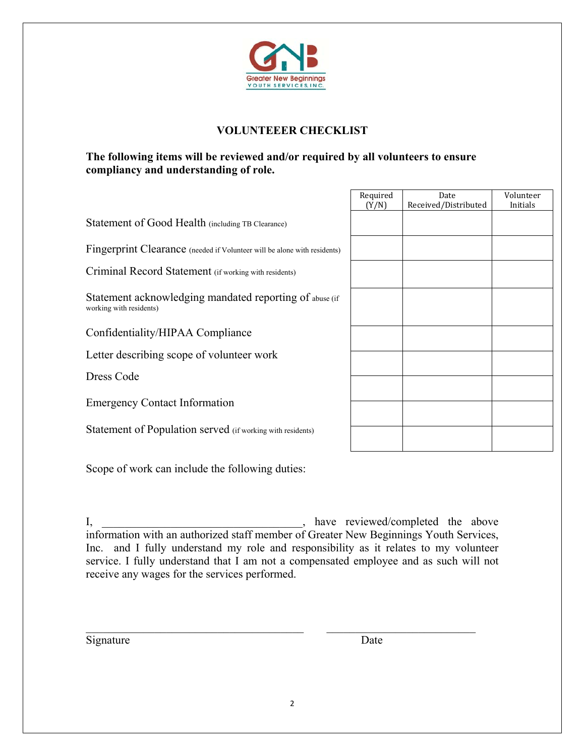Greater New Beginnings
YOUTH SERVICES, INC.

## VOLUNTEEER CHECKLIST

**The following items will be reviewed and/or required by all volunteers to ensure compliancy and understanding of role.**

| | Required (Y/N) | Date Received/Distributed | Volunteer Initials |
|---|---|---|---|
| Statement of Good Health (including TB Clearance) | | | |
| Fingerprint Clearance (needed if Volunteer will be alone with residents) | | | |
| Criminal Record Statement (if working with residents) | | | |
| Statement acknowledging mandated reporting of abuse (if working with residents) | | | |
| Confidentiality/HIPAA Compliance | | | |
| Letter describing scope of volunteer work | | | |
| Dress Code | | | |
| Emergency Contact Information | | | |
| Statement of Population served (if working with residents) | | | |

Scope of work can include the following duties:

I, ___________________________________, have reviewed/completed the above information with an authorized staff member of Greater New Beginnings Youth Services, Inc. and I fully understand my role and responsibility as it relates to my volunteer service. I fully understand that I am not a compensated employee and as such will not receive any wages for the services performed.

_______________________________________ ___________________________

Signature Date